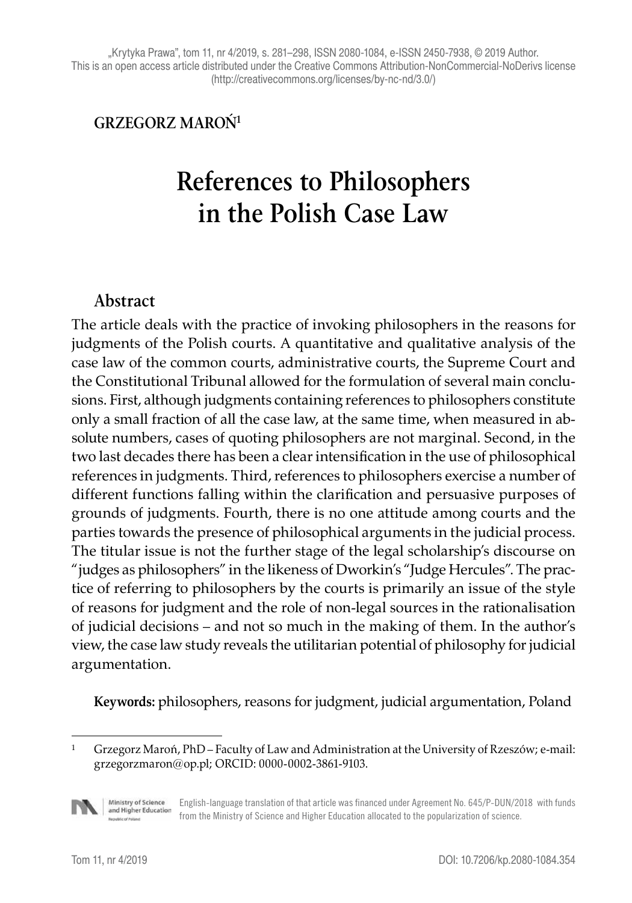„Krytyka Prawa", tom 11, nr 4/2019, s. 281–298, ISSN 2080-1084, e-ISSN 2450-7938, © 2019 Author.
This is an open access article distributed under the Creative Commons Attribution-NonCommercial-NoDerivs license (http://creativecommons.org/licenses/by-nc-nd/3.0/)

**GRZEGORZ MAROŃ**[1]

# References to Philosophers in the Polish Case Law

## Abstract

The article deals with the practice of invoking philosophers in the reasons for judgments of the Polish courts. A quantitative and qualitative analysis of the case law of the common courts, administrative courts, the Supreme Court and the Constitutional Tribunal allowed for the formulation of several main conclusions. First, although judgments containing references to philosophers constitute only a small fraction of all the case law, at the same time, when measured in absolute numbers, cases of quoting philosophers are not marginal. Second, in the two last decades there has been a clear intensification in the use of philosophical references in judgments. Third, references to philosophers exercise a number of different functions falling within the clarification and persuasive purposes of grounds of judgments. Fourth, there is no one attitude among courts and the parties towards the presence of philosophical arguments in the judicial process. The titular issue is not the further stage of the legal scholarship's discourse on "judges as philosophers" in the likeness of Dworkin's "Judge Hercules". The practice of referring to philosophers by the courts is primarily an issue of the style of reasons for judgment and the role of non-legal sources in the rationalisation of judicial decisions – and not so much in the making of them. In the author's view, the case law study reveals the utilitarian potential of philosophy for judicial argumentation.

**Keywords:** philosophers, reasons for judgment, judicial argumentation, Poland

---

[1] Grzegorz Maroń, PhD – Faculty of Law and Administration at the University of Rzeszów; e-mail: grzegorzmaron@op.pl; ORCID: 0000-0002-3861-9103.

English-language translation of that article was financed under Agreement No. 645/P-DUN/2018 with funds from the Ministry of Science and Higher Education allocated to the popularization of science.

DOI: 10.7206/kp.2080-1084.354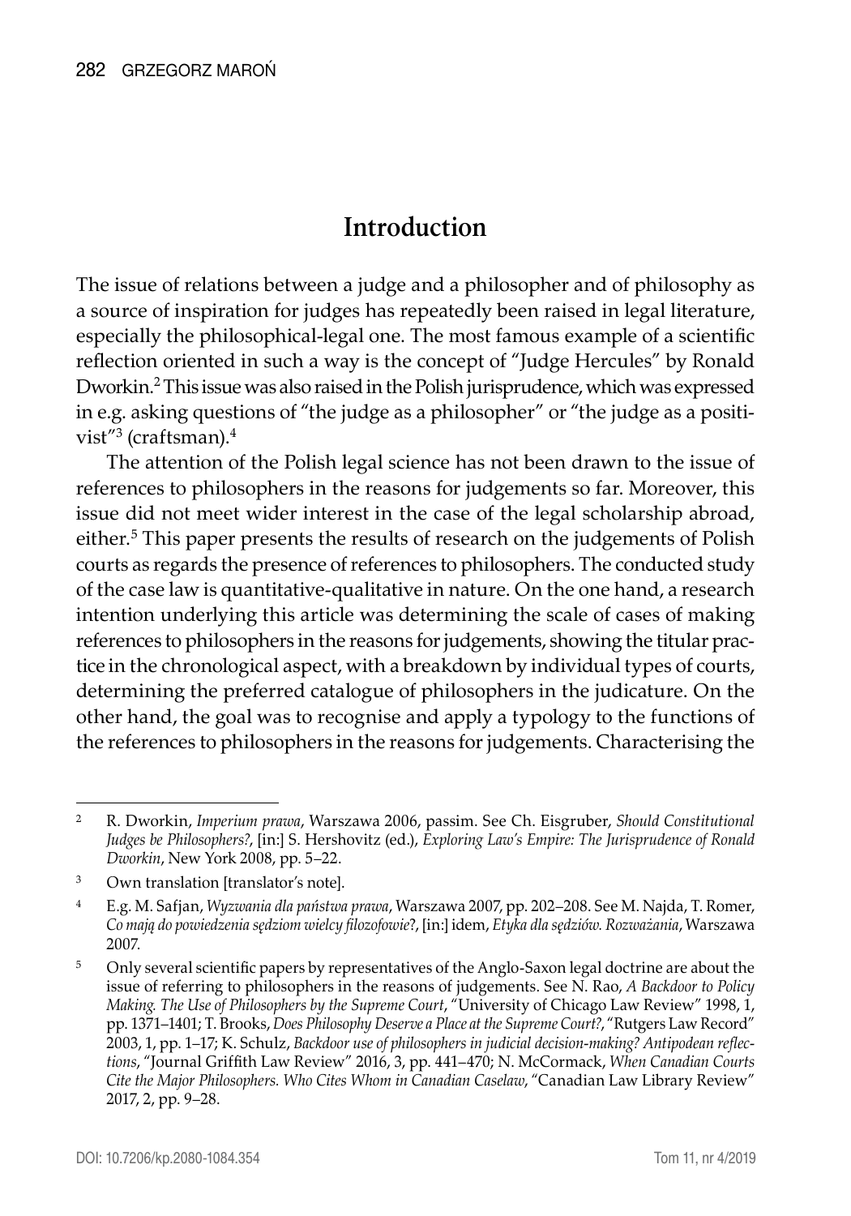## Introduction

The issue of relations between a judge and a philosopher and of philosophy as a source of inspiration for judges has repeatedly been raised in legal literature, especially the philosophical-legal one. The most famous example of a scientific reflection oriented in such a way is the concept of "Judge Hercules" by Ronald Dworkin.[2] This issue was also raised in the Polish jurisprudence, which was expressed in e.g. asking questions of "the judge as a philosopher" or "the judge as a positivist"[3] (craftsman).[4]

The attention of the Polish legal science has not been drawn to the issue of references to philosophers in the reasons for judgements so far. Moreover, this issue did not meet wider interest in the case of the legal scholarship abroad, either.[5] This paper presents the results of research on the judgements of Polish courts as regards the presence of references to philosophers. The conducted study of the case law is quantitative-qualitative in nature. On the one hand, a research intention underlying this article was determining the scale of cases of making references to philosophers in the reasons for judgements, showing the titular practice in the chronological aspect, with a breakdown by individual types of courts, determining the preferred catalogue of philosophers in the judicature. On the other hand, the goal was to recognise and apply a typology to the functions of the references to philosophers in the reasons for judgements. Characterising the

---

[2] R. Dworkin, *Imperium prawa*, Warszawa 2006, passim. See Ch. Eisgruber, *Should Constitutional Judges be Philosophers?*, [in:] S. Hershovitz (ed.), *Exploring Law's Empire: The Jurisprudence of Ronald Dworkin*, New York 2008, pp. 5–22.

[3] Own translation [translator's note].

[4] E.g. M. Safjan, *Wyzwania dla państwa prawa*, Warszawa 2007, pp. 202–208. See M. Najda, T. Romer, *Co mają do powiedzenia sędziom wielcy filozofowie?*, [in:] idem, *Etyka dla sędziów. Rozważania*, Warszawa 2007.

[5] Only several scientific papers by representatives of the Anglo-Saxon legal doctrine are about the issue of referring to philosophers in the reasons of judgements. See N. Rao, *A Backdoor to Policy Making. The Use of Philosophers by the Supreme Court*, "University of Chicago Law Review" 1998, 1, pp. 1371–1401; T. Brooks, *Does Philosophy Deserve a Place at the Supreme Court?*, "Rutgers Law Record" 2003, 1, pp. 1–17; K. Schulz, *Backdoor use of philosophers in judicial decision-making? Antipodean reflections*, "Journal Griffith Law Review" 2016, 3, pp. 441–470; N. McCormack, *When Canadian Courts Cite the Major Philosophers. Who Cites Whom in Canadian Caselaw*, "Canadian Law Library Review" 2017, 2, pp. 9–28.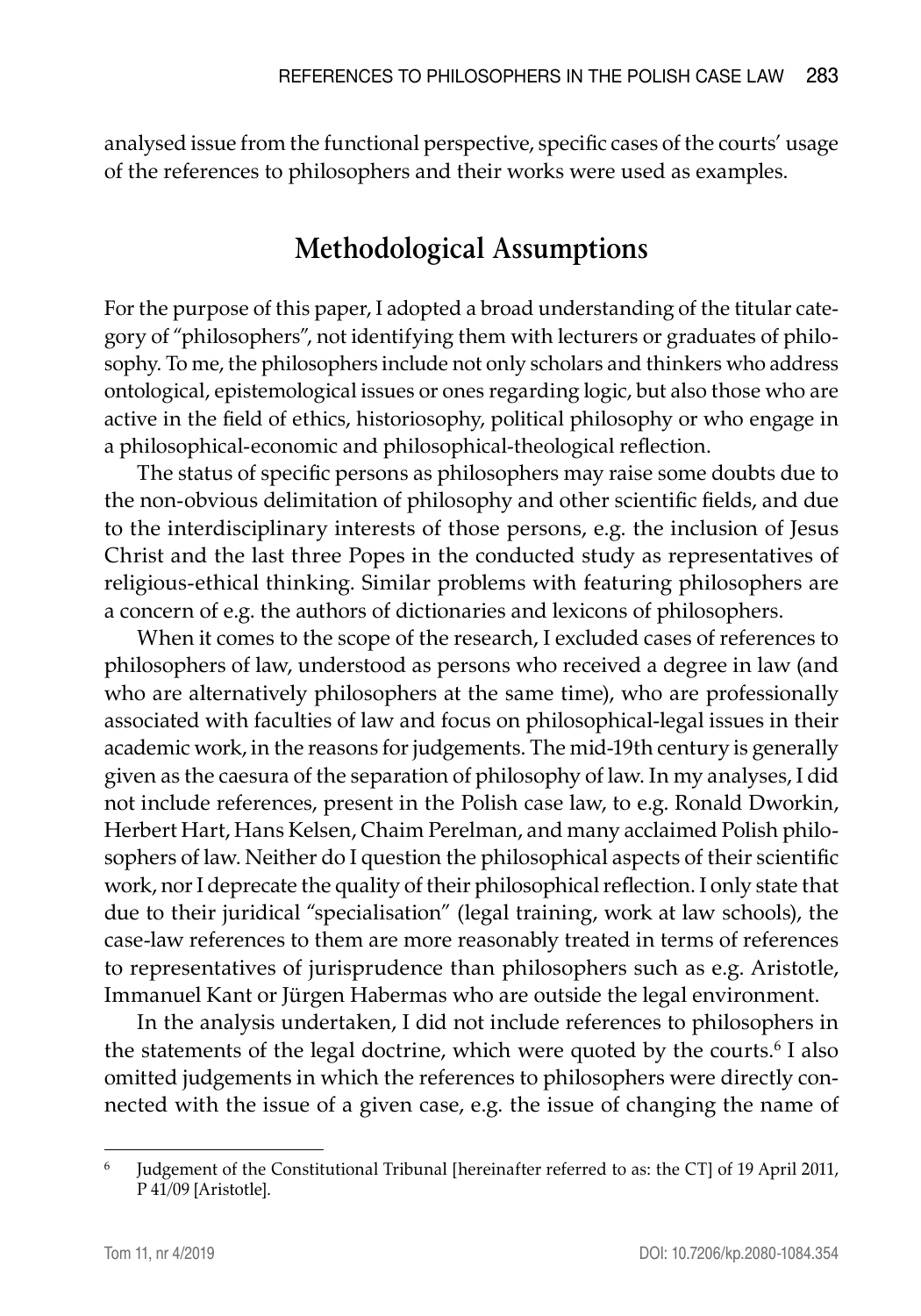analysed issue from the functional perspective, specific cases of the courts' usage of the references to philosophers and their works were used as examples.

## Methodological Assumptions

For the purpose of this paper, I adopted a broad understanding of the titular category of "philosophers", not identifying them with lecturers or graduates of philosophy. To me, the philosophers include not only scholars and thinkers who address ontological, epistemological issues or ones regarding logic, but also those who are active in the field of ethics, historiosophy, political philosophy or who engage in a philosophical-economic and philosophical-theological reflection.

The status of specific persons as philosophers may raise some doubts due to the non-obvious delimitation of philosophy and other scientific fields, and due to the interdisciplinary interests of those persons, e.g. the inclusion of Jesus Christ and the last three Popes in the conducted study as representatives of religious-ethical thinking. Similar problems with featuring philosophers are a concern of e.g. the authors of dictionaries and lexicons of philosophers.

When it comes to the scope of the research, I excluded cases of references to philosophers of law, understood as persons who received a degree in law (and who are alternatively philosophers at the same time), who are professionally associated with faculties of law and focus on philosophical-legal issues in their academic work, in the reasons for judgements. The mid-19th century is generally given as the caesura of the separation of philosophy of law. In my analyses, I did not include references, present in the Polish case law, to e.g. Ronald Dworkin, Herbert Hart, Hans Kelsen, Chaim Perelman, and many acclaimed Polish philosophers of law. Neither do I question the philosophical aspects of their scientific work, nor I deprecate the quality of their philosophical reflection. I only state that due to their juridical "specialisation" (legal training, work at law schools), the case-law references to them are more reasonably treated in terms of references to representatives of jurisprudence than philosophers such as e.g. Aristotle, Immanuel Kant or Jürgen Habermas who are outside the legal environment.

In the analysis undertaken, I did not include references to philosophers in the statements of the legal doctrine, which were quoted by the courts.[6] I also omitted judgements in which the references to philosophers were directly connected with the issue of a given case, e.g. the issue of changing the name of

[6] Judgement of the Constitutional Tribunal [hereinafter referred to as: the CT] of 19 April 2011, P 41/09 [Aristotle].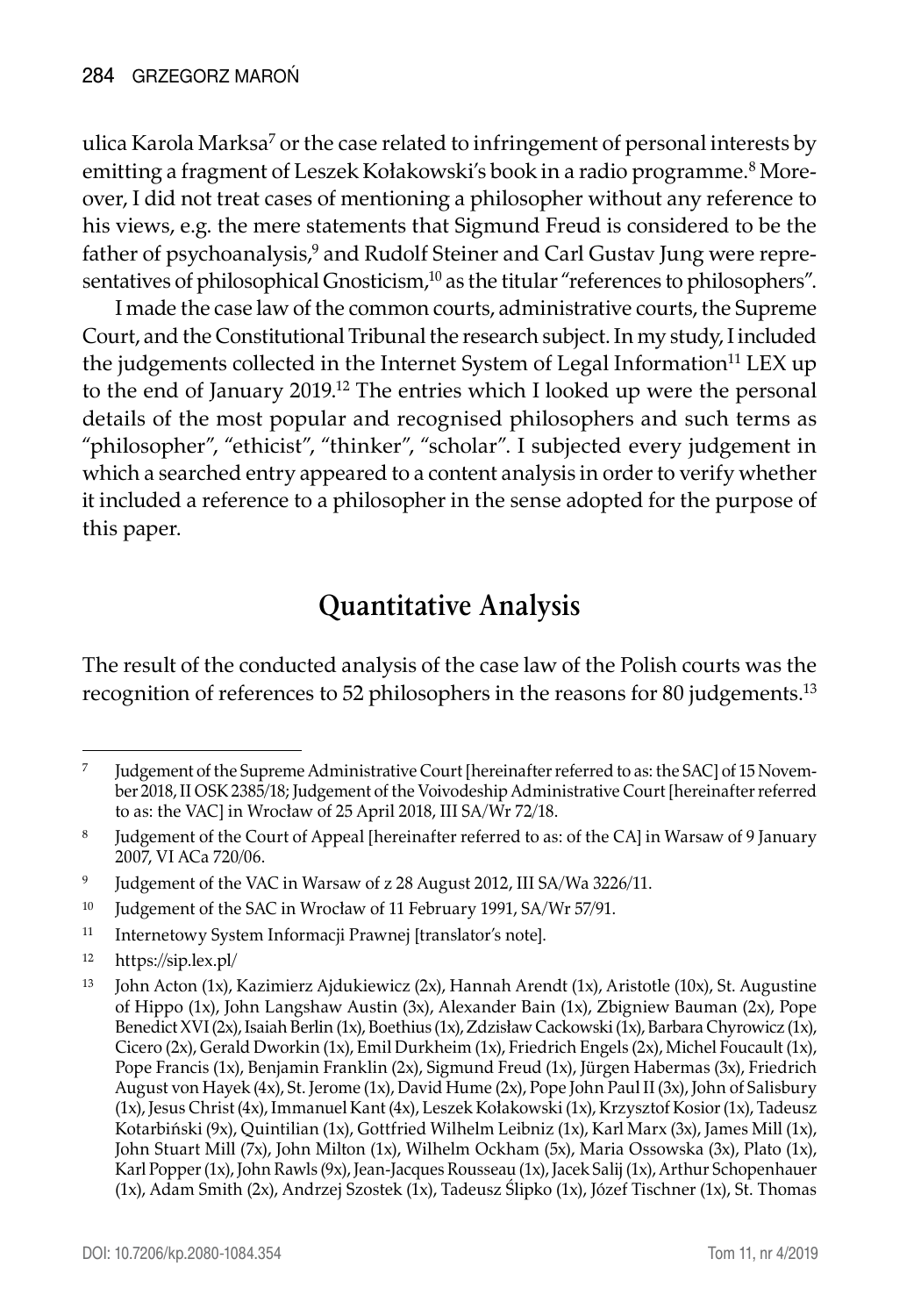ulica Karola Marksa[7] or the case related to infringement of personal interests by emitting a fragment of Leszek Kołakowski's book in a radio programme.[8] Moreover, I did not treat cases of mentioning a philosopher without any reference to his views, e.g. the mere statements that Sigmund Freud is considered to be the father of psychoanalysis,[9] and Rudolf Steiner and Carl Gustav Jung were representatives of philosophical Gnosticism,[10] as the titular "references to philosophers".

I made the case law of the common courts, administrative courts, the Supreme Court, and the Constitutional Tribunal the research subject. In my study, I included the judgements collected in the Internet System of Legal Information[11] LEX up to the end of January 2019.[12] The entries which I looked up were the personal details of the most popular and recognised philosophers and such terms as "philosopher", "ethicist", "thinker", "scholar". I subjected every judgement in which a searched entry appeared to a content analysis in order to verify whether it included a reference to a philosopher in the sense adopted for the purpose of this paper.

## Quantitative Analysis

The result of the conducted analysis of the case law of the Polish courts was the recognition of references to 52 philosophers in the reasons for 80 judgements.[13]

---

[7] Judgement of the Supreme Administrative Court [hereinafter referred to as: the SAC] of 15 November 2018, II OSK 2385/18; Judgement of the Voivodeship Administrative Court [hereinafter referred to as: the VAC] in Wrocław of 25 April 2018, III SA/Wr 72/18.

[8] Judgement of the Court of Appeal [hereinafter referred to as: of the CA] in Warsaw of 9 January 2007, VI ACa 720/06.

[9] Judgement of the VAC in Warsaw of z 28 August 2012, III SA/Wa 3226/11.

[10] Judgement of the SAC in Wrocław of 11 February 1991, SA/Wr 57/91.

[11] Internetowy System Informacji Prawnej [translator's note].

[12] https://sip.lex.pl/

[13] John Acton (1x), Kazimierz Ajdukiewicz (2x), Hannah Arendt (1x), Aristotle (10x), St. Augustine of Hippo (1x), John Langshaw Austin (3x), Alexander Bain (1x), Zbigniew Bauman (2x), Pope Benedict XVI (2x), Isaiah Berlin (1x), Boethius (1x), Zdzisław Cackowski (1x), Barbara Chyrowicz (1x), Cicero (2x), Gerald Dworkin (1x), Emil Durkheim (1x), Friedrich Engels (2x), Michel Foucault (1x), Pope Francis (1x), Benjamin Franklin (2x), Sigmund Freud (1x), Jürgen Habermas (3x), Friedrich August von Hayek (4x), St. Jerome (1x), David Hume (2x), Pope John Paul II (3x), John of Salisbury (1x), Jesus Christ (4x), Immanuel Kant (4x), Leszek Kołakowski (1x), Krzysztof Kosior (1x), Tadeusz Kotarbiński (9x), Quintilian (1x), Gottfried Wilhelm Leibniz (1x), Karl Marx (3x), James Mill (1x), John Stuart Mill (7x), John Milton (1x), Wilhelm Ockham (5x), Maria Ossowska (3x), Plato (1x), Karl Popper (1x), John Rawls (9x), Jean-Jacques Rousseau (1x), Jacek Salij (1x), Arthur Schopenhauer (1x), Adam Smith (2x), Andrzej Szostek (1x), Tadeusz Ślipko (1x), Józef Tischner (1x), St. Thomas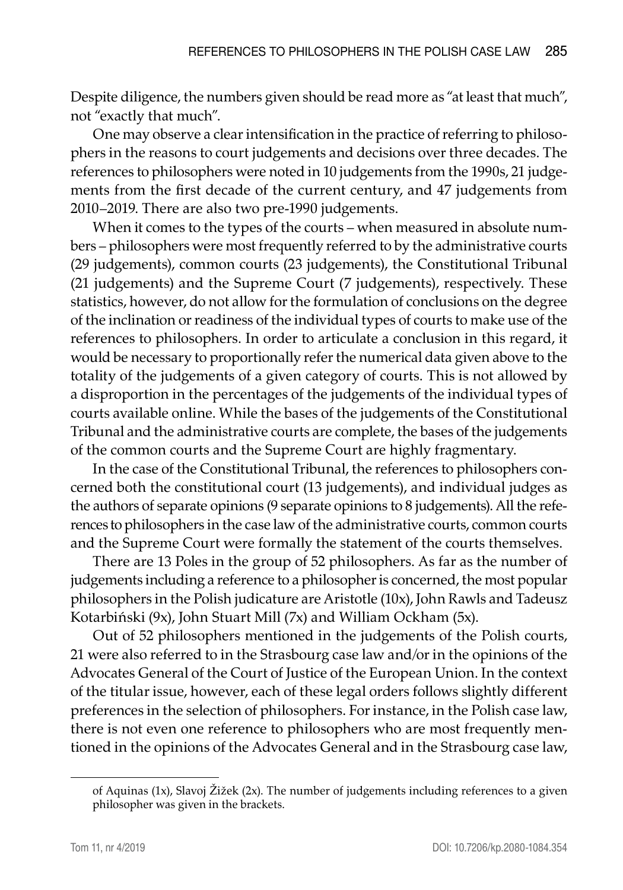Despite diligence, the numbers given should be read more as "at least that much", not "exactly that much".

One may observe a clear intensification in the practice of referring to philosophers in the reasons to court judgements and decisions over three decades. The references to philosophers were noted in 10 judgements from the 1990s, 21 judgements from the first decade of the current century, and 47 judgements from 2010–2019. There are also two pre-1990 judgements.

When it comes to the types of the courts – when measured in absolute numbers – philosophers were most frequently referred to by the administrative courts (29 judgements), common courts (23 judgements), the Constitutional Tribunal (21 judgements) and the Supreme Court (7 judgements), respectively. These statistics, however, do not allow for the formulation of conclusions on the degree of the inclination or readiness of the individual types of courts to make use of the references to philosophers. In order to articulate a conclusion in this regard, it would be necessary to proportionally refer the numerical data given above to the totality of the judgements of a given category of courts. This is not allowed by a disproportion in the percentages of the judgements of the individual types of courts available online. While the bases of the judgements of the Constitutional Tribunal and the administrative courts are complete, the bases of the judgements of the common courts and the Supreme Court are highly fragmentary.

In the case of the Constitutional Tribunal, the references to philosophers concerned both the constitutional court (13 judgements), and individual judges as the authors of separate opinions (9 separate opinions to 8 judgements). All the references to philosophers in the case law of the administrative courts, common courts and the Supreme Court were formally the statement of the courts themselves.

There are 13 Poles in the group of 52 philosophers. As far as the number of judgements including a reference to a philosopher is concerned, the most popular philosophers in the Polish judicature are Aristotle (10x), John Rawls and Tadeusz Kotarbiński (9x), John Stuart Mill (7x) and William Ockham (5x).

Out of 52 philosophers mentioned in the judgements of the Polish courts, 21 were also referred to in the Strasbourg case law and/or in the opinions of the Advocates General of the Court of Justice of the European Union. In the context of the titular issue, however, each of these legal orders follows slightly different preferences in the selection of philosophers. For instance, in the Polish case law, there is not even one reference to philosophers who are most frequently mentioned in the opinions of the Advocates General and in the Strasbourg case law,

---

of Aquinas (1x), Slavoj Žižek (2x). The number of judgements including references to a given philosopher was given in the brackets.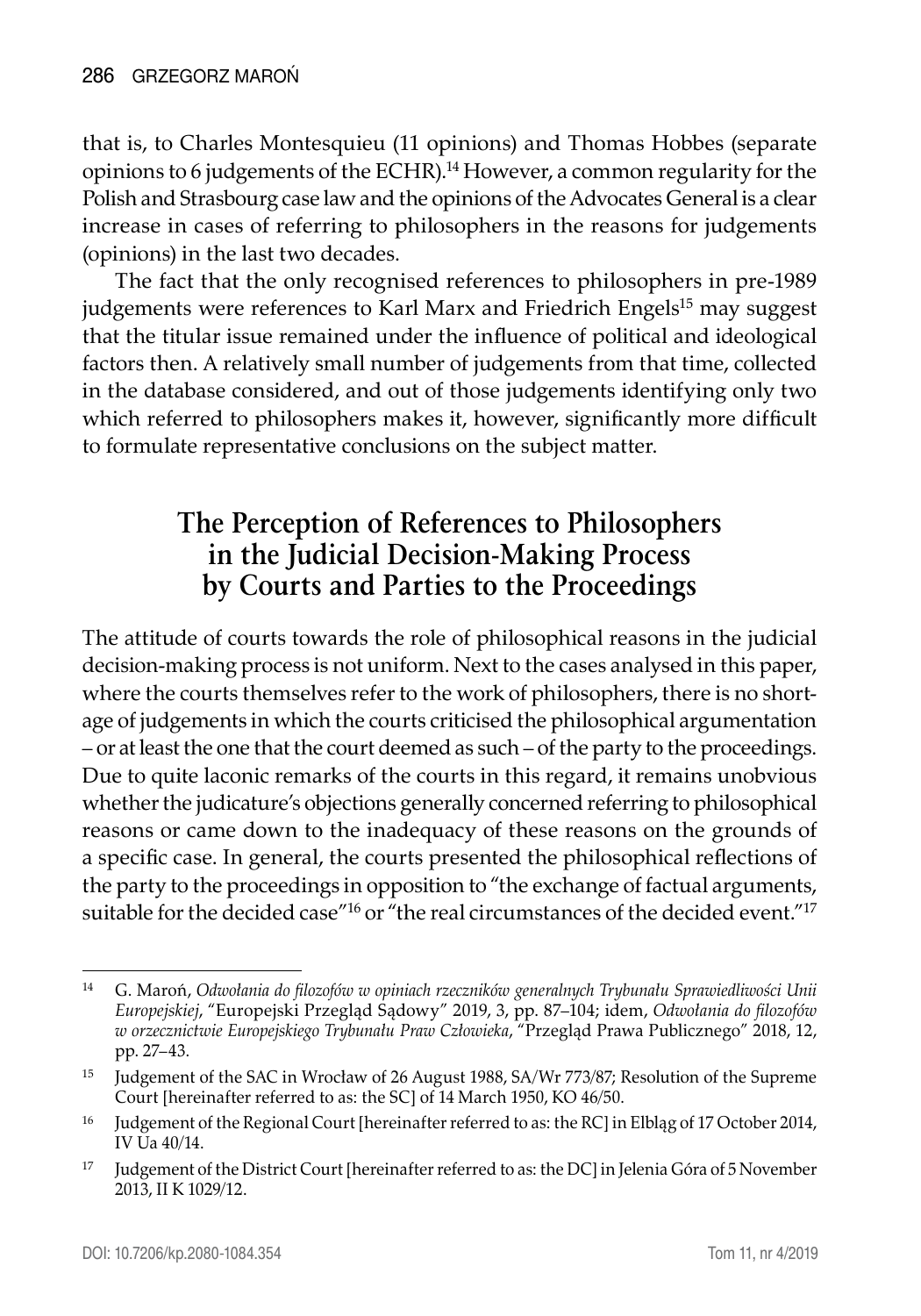that is, to Charles Montesquieu (11 opinions) and Thomas Hobbes (separate opinions to 6 judgements of the ECHR).[14] However, a common regularity for the Polish and Strasbourg case law and the opinions of the Advocates General is a clear increase in cases of referring to philosophers in the reasons for judgements (opinions) in the last two decades.

The fact that the only recognised references to philosophers in pre-1989 judgements were references to Karl Marx and Friedrich Engels[15] may suggest that the titular issue remained under the influence of political and ideological factors then. A relatively small number of judgements from that time, collected in the database considered, and out of those judgements identifying only two which referred to philosophers makes it, however, significantly more difficult to formulate representative conclusions on the subject matter.

## The Perception of References to Philosophers in the Judicial Decision-Making Process by Courts and Parties to the Proceedings

The attitude of courts towards the role of philosophical reasons in the judicial decision-making process is not uniform. Next to the cases analysed in this paper, where the courts themselves refer to the work of philosophers, there is no shortage of judgements in which the courts criticised the philosophical argumentation – or at least the one that the court deemed as such – of the party to the proceedings. Due to quite laconic remarks of the courts in this regard, it remains unobvious whether the judicature's objections generally concerned referring to philosophical reasons or came down to the inadequacy of these reasons on the grounds of a specific case. In general, the courts presented the philosophical reflections of the party to the proceedings in opposition to "the exchange of factual arguments, suitable for the decided case"[16] or "the real circumstances of the decided event."[17]

---

[14] G. Maroń, *Odwołania do filozofów w opiniach rzeczników generalnych Trybunału Sprawiedliwości Unii Europejskiej*, "Europejski Przegląd Sądowy" 2019, 3, pp. 87–104; idem, *Odwołania do filozofów w orzecznictwie Europejskiego Trybunału Praw Człowieka*, "Przegląd Prawa Publicznego" 2018, 12, pp. 27–43.

[15] Judgement of the SAC in Wrocław of 26 August 1988, SA/Wr 773/87; Resolution of the Supreme Court [hereinafter referred to as: the SC] of 14 March 1950, KO 46/50.

[16] Judgement of the Regional Court [hereinafter referred to as: the RC] in Elbląg of 17 October 2014, IV Ua 40/14.

[17] Judgement of the District Court [hereinafter referred to as: the DC] in Jelenia Góra of 5 November 2013, II K 1029/12.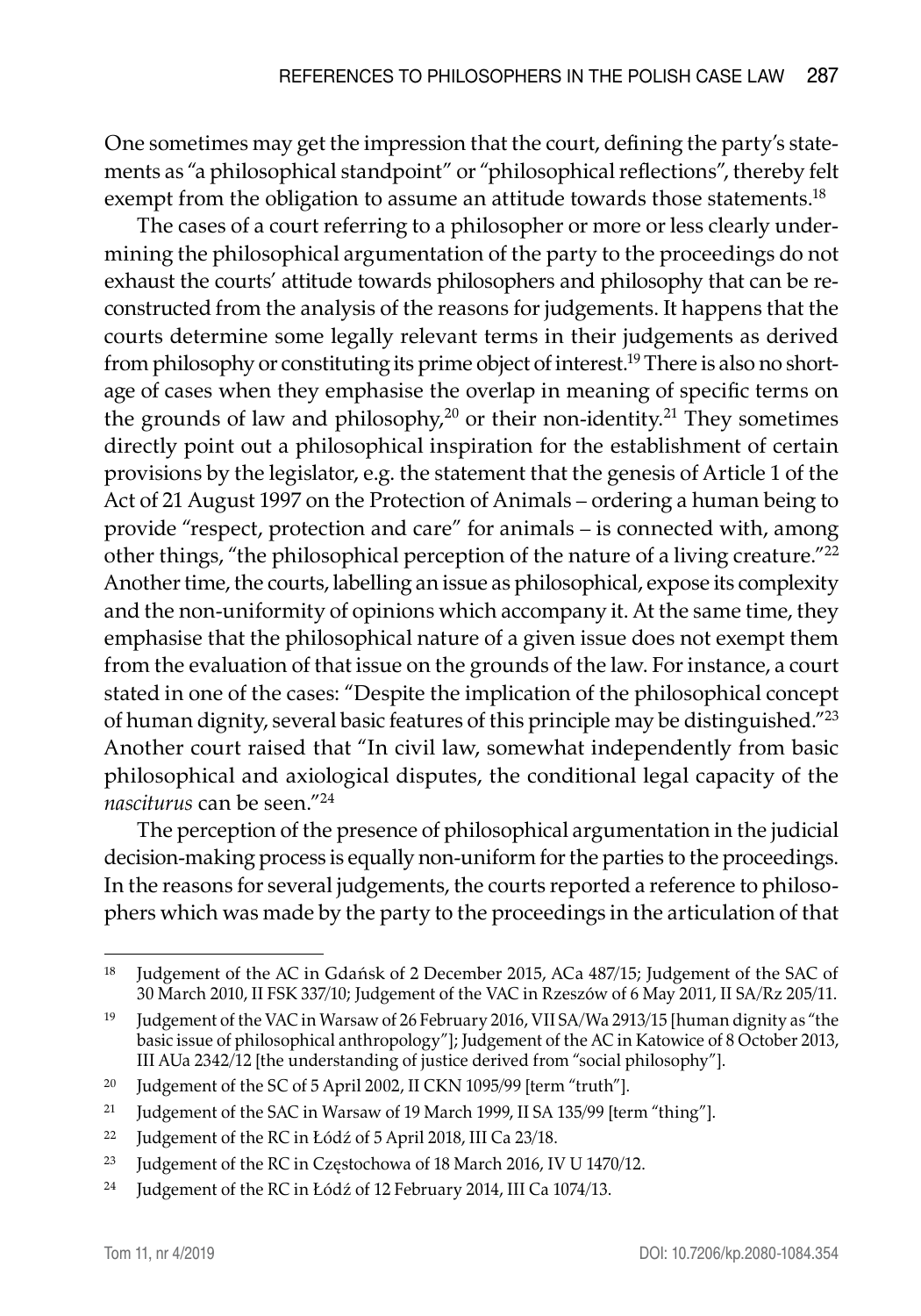One sometimes may get the impression that the court, defining the party's statements as "a philosophical standpoint" or "philosophical reflections", thereby felt exempt from the obligation to assume an attitude towards those statements.[18]

The cases of a court referring to a philosopher or more or less clearly undermining the philosophical argumentation of the party to the proceedings do not exhaust the courts' attitude towards philosophers and philosophy that can be reconstructed from the analysis of the reasons for judgements. It happens that the courts determine some legally relevant terms in their judgements as derived from philosophy or constituting its prime object of interest.[19] There is also no shortage of cases when they emphasise the overlap in meaning of specific terms on the grounds of law and philosophy,[20] or their non-identity.[21] They sometimes directly point out a philosophical inspiration for the establishment of certain provisions by the legislator, e.g. the statement that the genesis of Article 1 of the Act of 21 August 1997 on the Protection of Animals – ordering a human being to provide "respect, protection and care" for animals – is connected with, among other things, "the philosophical perception of the nature of a living creature."[22] Another time, the courts, labelling an issue as philosophical, expose its complexity and the non-uniformity of opinions which accompany it. At the same time, they emphasise that the philosophical nature of a given issue does not exempt them from the evaluation of that issue on the grounds of the law. For instance, a court stated in one of the cases: "Despite the implication of the philosophical concept of human dignity, several basic features of this principle may be distinguished."[23] Another court raised that "In civil law, somewhat independently from basic philosophical and axiological disputes, the conditional legal capacity of the *nasciturus* can be seen."[24]

The perception of the presence of philosophical argumentation in the judicial decision-making process is equally non-uniform for the parties to the proceedings. In the reasons for several judgements, the courts reported a reference to philosophers which was made by the party to the proceedings in the articulation of that

---

[18] Judgement of the AC in Gdańsk of 2 December 2015, ACa 487/15; Judgement of the SAC of 30 March 2010, II FSK 337/10; Judgement of the VAC in Rzeszów of 6 May 2011, II SA/Rz 205/11.

[19] Judgement of the VAC in Warsaw of 26 February 2016, VII SA/Wa 2913/15 [human dignity as "the basic issue of philosophical anthropology"]; Judgement of the AC in Katowice of 8 October 2013, III AUa 2342/12 [the understanding of justice derived from "social philosophy"].

[20] Judgement of the SC of 5 April 2002, II CKN 1095/99 [term "truth"].

[21] Judgement of the SAC in Warsaw of 19 March 1999, II SA 135/99 [term "thing"].

[22] Judgement of the RC in Łódź of 5 April 2018, III Ca 23/18.

[23] Judgement of the RC in Częstochowa of 18 March 2016, IV U 1470/12.

[24] Judgement of the RC in Łódź of 12 February 2014, III Ca 1074/13.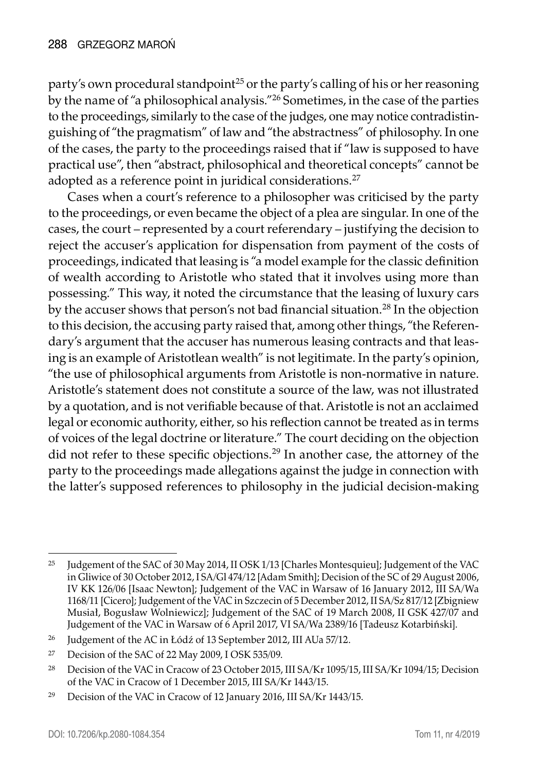party's own procedural standpoint[25] or the party's calling of his or her reasoning by the name of "a philosophical analysis."[26] Sometimes, in the case of the parties to the proceedings, similarly to the case of the judges, one may notice contradistinguishing of "the pragmatism" of law and "the abstractness" of philosophy. In one of the cases, the party to the proceedings raised that if "law is supposed to have practical use", then "abstract, philosophical and theoretical concepts" cannot be adopted as a reference point in juridical considerations.[27]

Cases when a court's reference to a philosopher was criticised by the party to the proceedings, or even became the object of a plea are singular. In one of the cases, the court – represented by a court referendary – justifying the decision to reject the accuser's application for dispensation from payment of the costs of proceedings, indicated that leasing is "a model example for the classic definition of wealth according to Aristotle who stated that it involves using more than possessing." This way, it noted the circumstance that the leasing of luxury cars by the accuser shows that person's not bad financial situation.[28] In the objection to this decision, the accusing party raised that, among other things, "the Referendary's argument that the accuser has numerous leasing contracts and that leasing is an example of Aristotlean wealth" is not legitimate. In the party's opinion, "the use of philosophical arguments from Aristotle is non-normative in nature. Aristotle's statement does not constitute a source of the law, was not illustrated by a quotation, and is not verifiable because of that. Aristotle is not an acclaimed legal or economic authority, either, so his reflection cannot be treated as in terms of voices of the legal doctrine or literature." The court deciding on the objection did not refer to these specific objections.[29] In another case, the attorney of the party to the proceedings made allegations against the judge in connection with the latter's supposed references to philosophy in the judicial decision-making

---

[25] Judgement of the SAC of 30 May 2014, II OSK 1/13 [Charles Montesquieu]; Judgement of the VAC in Gliwice of 30 October 2012, I SA/Gl 474/12 [Adam Smith]; Decision of the SC of 29 August 2006, IV KK 126/06 [Isaac Newton]; Judgement of the VAC in Warsaw of 16 January 2012, III SA/Wa 1168/11 [Cicero]; Judgement of the VAC in Szczecin of 5 December 2012, II SA/Sz 817/12 [Zbigniew Musiał, Bogusław Wolniewicz]; Judgement of the SAC of 19 March 2008, II GSK 427/07 and Judgement of the VAC in Warsaw of 6 April 2017, VI SA/Wa 2389/16 [Tadeusz Kotarbiński].

[26] Judgement of the AC in Łódź of 13 September 2012, III AUa 57/12.

[27] Decision of the SAC of 22 May 2009, I OSK 535/09.

[28] Decision of the VAC in Cracow of 23 October 2015, III SA/Kr 1095/15, III SA/Kr 1094/15; Decision of the VAC in Cracow of 1 December 2015, III SA/Kr 1443/15.

[29] Decision of the VAC in Cracow of 12 January 2016, III SA/Kr 1443/15.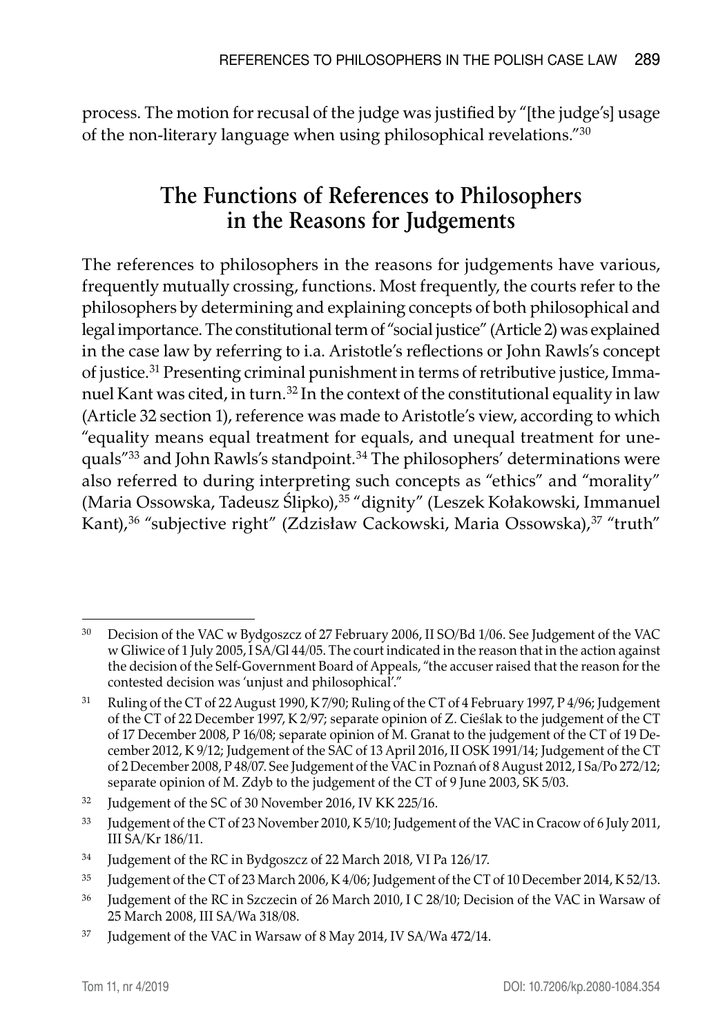process. The motion for recusal of the judge was justified by "[the judge's] usage of the non-literary language when using philosophical revelations."[30]

## The Functions of References to Philosophers in the Reasons for Judgements

The references to philosophers in the reasons for judgements have various, frequently mutually crossing, functions. Most frequently, the courts refer to the philosophers by determining and explaining concepts of both philosophical and legal importance. The constitutional term of "social justice" (Article 2) was explained in the case law by referring to i.a. Aristotle's reflections or John Rawls's concept of justice.[31] Presenting criminal punishment in terms of retributive justice, Immanuel Kant was cited, in turn.[32] In the context of the constitutional equality in law (Article 32 section 1), reference was made to Aristotle's view, according to which "equality means equal treatment for equals, and unequal treatment for unequals"[33] and John Rawls's standpoint.[34] The philosophers' determinations were also referred to during interpreting such concepts as "ethics" and "morality" (Maria Ossowska, Tadeusz Ślipko),[35] "dignity" (Leszek Kołakowski, Immanuel Kant),[36] "subjective right" (Zdzisław Cackowski, Maria Ossowska),[37] "truth"

---

[30] Decision of the VAC w Bydgoszcz of 27 February 2006, II SO/Bd 1/06. See Judgement of the VAC w Gliwice of 1 July 2005, I SA/Gl 44/05. The court indicated in the reason that in the action against the decision of the Self-Government Board of Appeals, "the accuser raised that the reason for the contested decision was 'unjust and philosophical'."

[31] Ruling of the CT of 22 August 1990, K 7/90; Ruling of the CT of 4 February 1997, P 4/96; Judgement of the CT of 22 December 1997, K 2/97; separate opinion of Z. Cieślak to the judgement of the CT of 17 December 2008, P 16/08; separate opinion of M. Granat to the judgement of the CT of 19 December 2012, K 9/12; Judgement of the SAC of 13 April 2016, II OSK 1991/14; Judgement of the CT of 2 December 2008, P 48/07. See Judgement of the VAC in Poznań of 8 August 2012, I Sa/Po 272/12; separate opinion of M. Zdyb to the judgement of the CT of 9 June 2003, SK 5/03.

[32] Judgement of the SC of 30 November 2016, IV KK 225/16.

[33] Judgement of the CT of 23 November 2010, K 5/10; Judgement of the VAC in Cracow of 6 July 2011, III SA/Kr 186/11.

[34] Judgement of the RC in Bydgoszcz of 22 March 2018, VI Pa 126/17.

[35] Judgement of the CT of 23 March 2006, K 4/06; Judgement of the CT of 10 December 2014, K 52/13.

[36] Judgement of the RC in Szczecin of 26 March 2010, I C 28/10; Decision of the VAC in Warsaw of 25 March 2008, III SA/Wa 318/08.

[37] Judgement of the VAC in Warsaw of 8 May 2014, IV SA/Wa 472/14.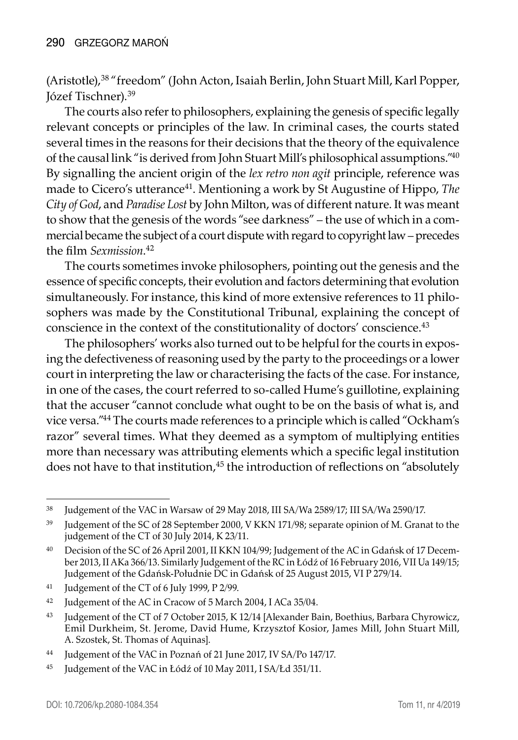(Aristotle),[38] "freedom" (John Acton, Isaiah Berlin, John Stuart Mill, Karl Popper, Józef Tischner).[39]

The courts also refer to philosophers, explaining the genesis of specific legally relevant concepts or principles of the law. In criminal cases, the courts stated several times in the reasons for their decisions that the theory of the equivalence of the causal link "is derived from John Stuart Mill's philosophical assumptions."[40] By signalling the ancient origin of the *lex retro non agit* principle, reference was made to Cicero's utterance[41]. Mentioning a work by St Augustine of Hippo, *The City of God*, and *Paradise Lost* by John Milton, was of different nature. It was meant to show that the genesis of the words "see darkness" – the use of which in a commercial became the subject of a court dispute with regard to copyright law – precedes the film *Sexmission*.[42]

The courts sometimes invoke philosophers, pointing out the genesis and the essence of specific concepts, their evolution and factors determining that evolution simultaneously. For instance, this kind of more extensive references to 11 philosophers was made by the Constitutional Tribunal, explaining the concept of conscience in the context of the constitutionality of doctors' conscience.[43]

The philosophers' works also turned out to be helpful for the courts in exposing the defectiveness of reasoning used by the party to the proceedings or a lower court in interpreting the law or characterising the facts of the case. For instance, in one of the cases, the court referred to so-called Hume's guillotine, explaining that the accuser "cannot conclude what ought to be on the basis of what is, and vice versa."[44] The courts made references to a principle which is called "Ockham's razor" several times. What they deemed as a symptom of multiplying entities more than necessary was attributing elements which a specific legal institution does not have to that institution,[45] the introduction of reflections on "absolutely

---

[38] Judgement of the VAC in Warsaw of 29 May 2018, III SA/Wa 2589/17; III SA/Wa 2590/17.

[39] Judgement of the SC of 28 September 2000, V KKN 171/98; separate opinion of M. Granat to the judgement of the CT of 30 July 2014, K 23/11.

[40] Decision of the SC of 26 April 2001, II KKN 104/99; Judgement of the AC in Gdańsk of 17 December 2013, II AKa 366/13. Similarly Judgement of the RC in Łódź of 16 February 2016, VII Ua 149/15; Judgement of the Gdańsk-Południe DC in Gdańsk of 25 August 2015, VI P 279/14.

[41] Judgement of the CT of 6 July 1999, P 2/99.

[42] Judgement of the AC in Cracow of 5 March 2004, I ACa 35/04.

[43] Judgement of the CT of 7 October 2015, K 12/14 [Alexander Bain, Boethius, Barbara Chyrowicz, Emil Durkheim, St. Jerome, David Hume, Krzysztof Kosior, James Mill, John Stuart Mill, A. Szostek, St. Thomas of Aquinas].

[44] Judgement of the VAC in Poznań of 21 June 2017, IV SA/Po 147/17.

[45] Judgement of the VAC in Łódź of 10 May 2011, I SA/Łd 351/11.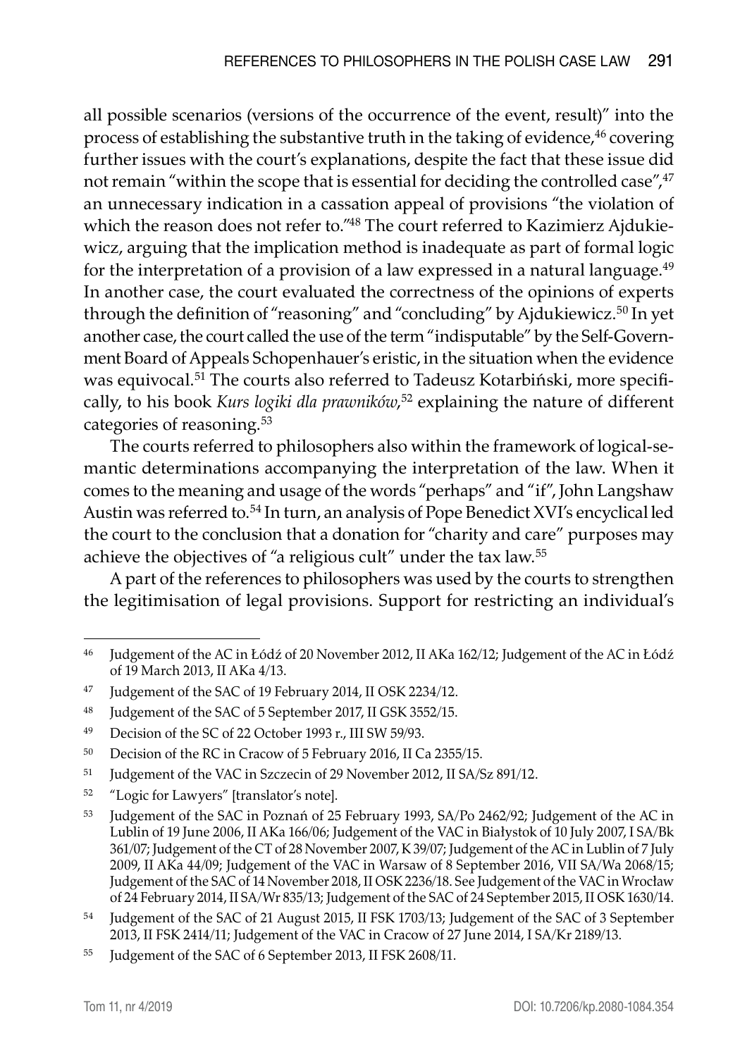all possible scenarios (versions of the occurrence of the event, result)" into the process of establishing the substantive truth in the taking of evidence,[46] covering further issues with the court's explanations, despite the fact that these issue did not remain "within the scope that is essential for deciding the controlled case",[47] an unnecessary indication in a cassation appeal of provisions "the violation of which the reason does not refer to."[48] The court referred to Kazimierz Ajdukiewicz, arguing that the implication method is inadequate as part of formal logic for the interpretation of a provision of a law expressed in a natural language.[49] In another case, the court evaluated the correctness of the opinions of experts through the definition of "reasoning" and "concluding" by Ajdukiewicz.[50] In yet another case, the court called the use of the term "indisputable" by the Self-Government Board of Appeals Schopenhauer's eristic, in the situation when the evidence was equivocal.[51] The courts also referred to Tadeusz Kotarbiński, more specifically, to his book *Kurs logiki dla prawników*,[52] explaining the nature of different categories of reasoning.[53]

The courts referred to philosophers also within the framework of logical-semantic determinations accompanying the interpretation of the law. When it comes to the meaning and usage of the words "perhaps" and "if", John Langshaw Austin was referred to.[54] In turn, an analysis of Pope Benedict XVI's encyclical led the court to the conclusion that a donation for "charity and care" purposes may achieve the objectives of "a religious cult" under the tax law.[55]

A part of the references to philosophers was used by the courts to strengthen the legitimisation of legal provisions. Support for restricting an individual's

---

[46] Judgement of the AC in Łódź of 20 November 2012, II AKa 162/12; Judgement of the AC in Łódź of 19 March 2013, II AKa 4/13.

[47] Judgement of the SAC of 19 February 2014, II OSK 2234/12.

[48] Judgement of the SAC of 5 September 2017, II GSK 3552/15.

[49] Decision of the SC of 22 October 1993 r., III SW 59/93.

[50] Decision of the RC in Cracow of 5 February 2016, II Ca 2355/15.

[51] Judgement of the VAC in Szczecin of 29 November 2012, II SA/Sz 891/12.

[52] "Logic for Lawyers" [translator's note].

[53] Judgement of the SAC in Poznań of 25 February 1993, SA/Po 2462/92; Judgement of the AC in Lublin of 19 June 2006, II AKa 166/06; Judgement of the VAC in Białystok of 10 July 2007, I SA/Bk 361/07; Judgement of the CT of 28 November 2007, K 39/07; Judgement of the AC in Lublin of 7 July 2009, II AKa 44/09; Judgement of the VAC in Warsaw of 8 September 2016, VII SA/Wa 2068/15; Judgement of the SAC of 14 November 2018, II OSK 2236/18. See Judgement of the VAC in Wrocław of 24 February 2014, II SA/Wr 835/13; Judgement of the SAC of 24 September 2015, II OSK 1630/14.

[54] Judgement of the SAC of 21 August 2015, II FSK 1703/13; Judgement of the SAC of 3 September 2013, II FSK 2414/11; Judgement of the VAC in Cracow of 27 June 2014, I SA/Kr 2189/13.

[55] Judgement of the SAC of 6 September 2013, II FSK 2608/11.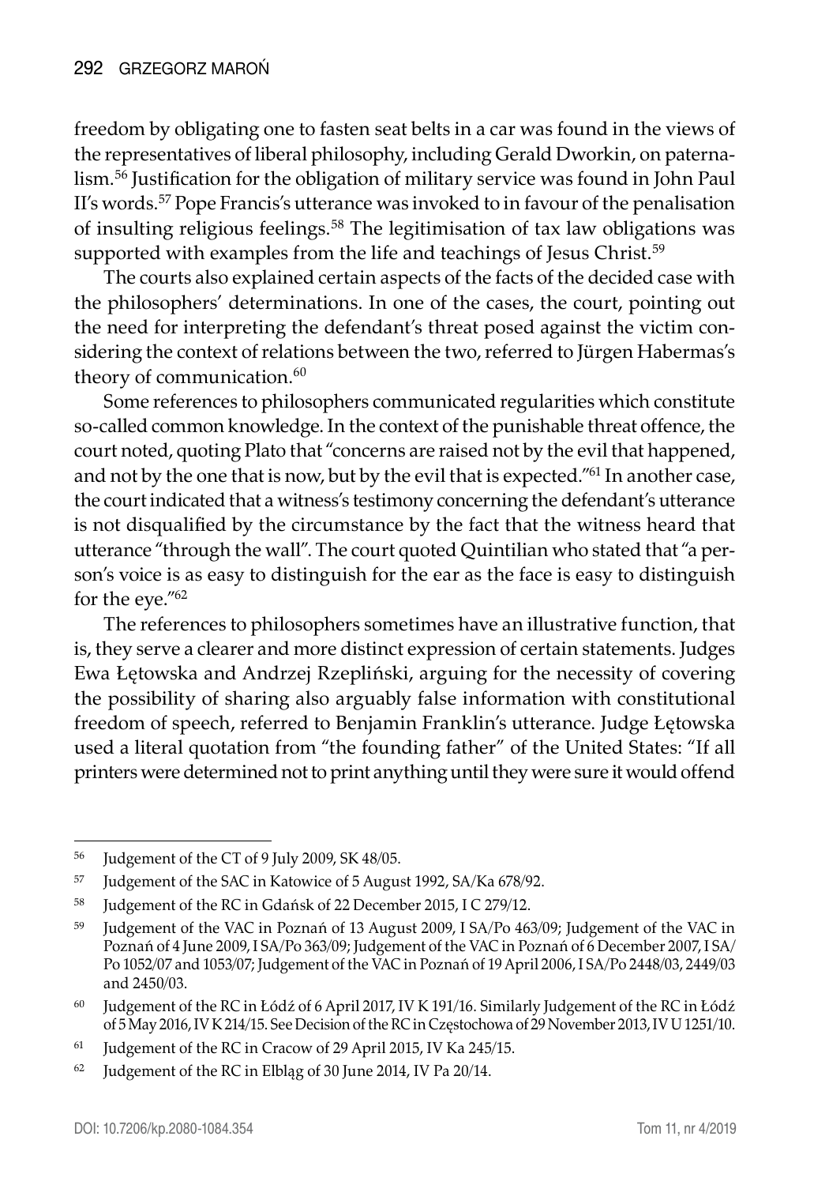freedom by obligating one to fasten seat belts in a car was found in the views of the representatives of liberal philosophy, including Gerald Dworkin, on paternalism.[56] Justification for the obligation of military service was found in John Paul II's words.[57] Pope Francis's utterance was invoked to in favour of the penalisation of insulting religious feelings.[58] The legitimisation of tax law obligations was supported with examples from the life and teachings of Jesus Christ.[59]

The courts also explained certain aspects of the facts of the decided case with the philosophers' determinations. In one of the cases, the court, pointing out the need for interpreting the defendant's threat posed against the victim considering the context of relations between the two, referred to Jürgen Habermas's theory of communication.[60]

Some references to philosophers communicated regularities which constitute so-called common knowledge. In the context of the punishable threat offence, the court noted, quoting Plato that "concerns are raised not by the evil that happened, and not by the one that is now, but by the evil that is expected."[61] In another case, the court indicated that a witness's testimony concerning the defendant's utterance is not disqualified by the circumstance by the fact that the witness heard that utterance "through the wall". The court quoted Quintilian who stated that "a person's voice is as easy to distinguish for the ear as the face is easy to distinguish for the eye."[62]

The references to philosophers sometimes have an illustrative function, that is, they serve a clearer and more distinct expression of certain statements. Judges Ewa Łętowska and Andrzej Rzepliński, arguing for the necessity of covering the possibility of sharing also arguably false information with constitutional freedom of speech, referred to Benjamin Franklin's utterance. Judge Łętowska used a literal quotation from "the founding father" of the United States: "If all printers were determined not to print anything until they were sure it would offend

---

[56] Judgement of the CT of 9 July 2009, SK 48/05.

[57] Judgement of the SAC in Katowice of 5 August 1992, SA/Ka 678/92.

[58] Judgement of the RC in Gdańsk of 22 December 2015, I C 279/12.

[59] Judgement of the VAC in Poznań of 13 August 2009, I SA/Po 463/09; Judgement of the VAC in Poznań of 4 June 2009, I SA/Po 363/09; Judgement of the VAC in Poznań of 6 December 2007, I SA/Po 1052/07 and 1053/07; Judgement of the VAC in Poznań of 19 April 2006, I SA/Po 2448/03, 2449/03 and 2450/03.

[60] Judgement of the RC in Łódź of 6 April 2017, IV K 191/16. Similarly Judgement of the RC in Łódź of 5 May 2016, IV K 214/15. See Decision of the RC in Częstochowa of 29 November 2013, IV U 1251/10.

[61] Judgement of the RC in Cracow of 29 April 2015, IV Ka 245/15.

[62] Judgement of the RC in Elbląg of 30 June 2014, IV Pa 20/14.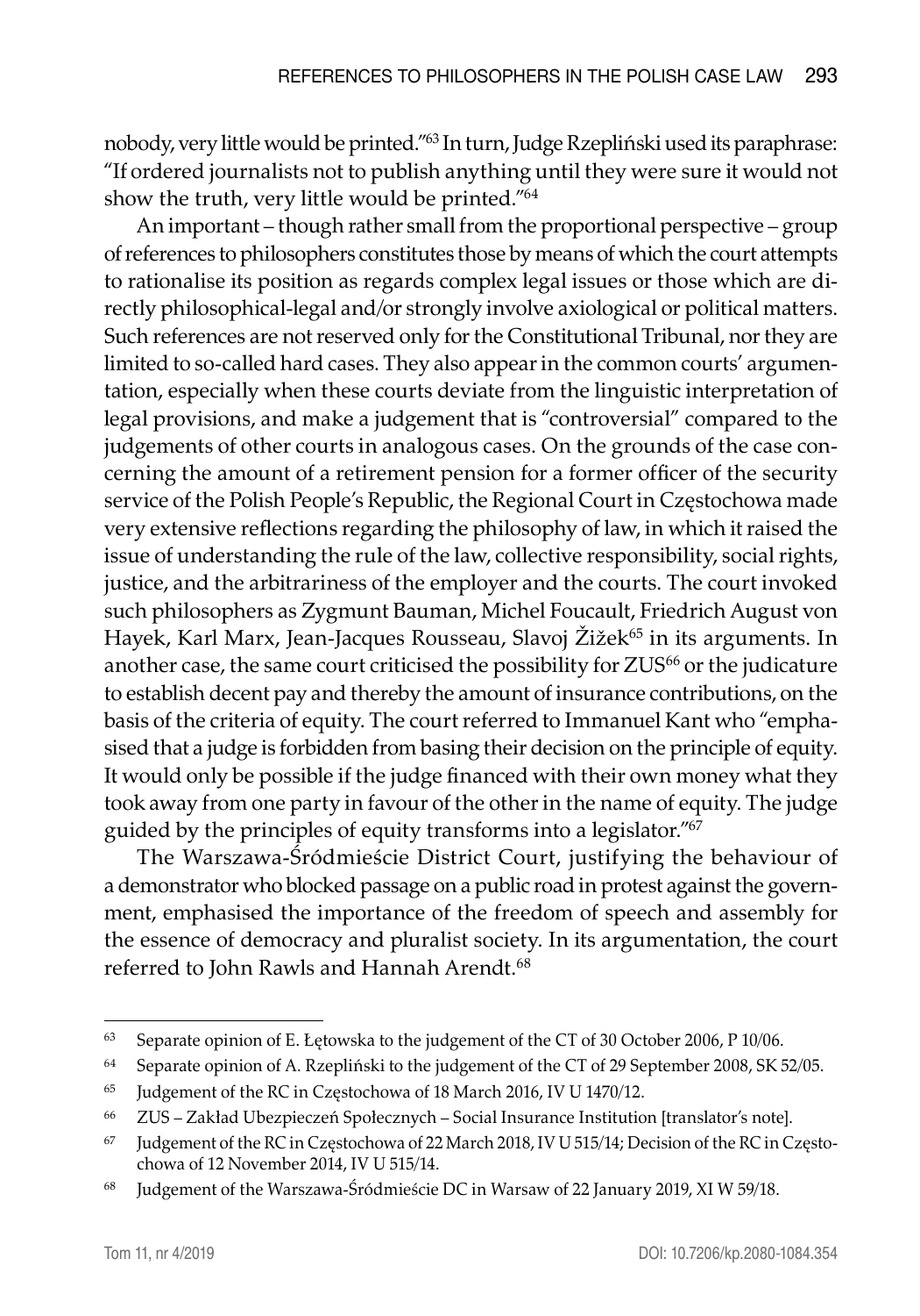nobody, very little would be printed."[63] In turn, Judge Rzepliński used its paraphrase: "If ordered journalists not to publish anything until they were sure it would not show the truth, very little would be printed."[64]

An important – though rather small from the proportional perspective – group of references to philosophers constitutes those by means of which the court attempts to rationalise its position as regards complex legal issues or those which are directly philosophical-legal and/or strongly involve axiological or political matters. Such references are not reserved only for the Constitutional Tribunal, nor they are limited to so-called hard cases. They also appear in the common courts' argumentation, especially when these courts deviate from the linguistic interpretation of legal provisions, and make a judgement that is "controversial" compared to the judgements of other courts in analogous cases. On the grounds of the case concerning the amount of a retirement pension for a former officer of the security service of the Polish People's Republic, the Regional Court in Częstochowa made very extensive reflections regarding the philosophy of law, in which it raised the issue of understanding the rule of the law, collective responsibility, social rights, justice, and the arbitrariness of the employer and the courts. The court invoked such philosophers as Zygmunt Bauman, Michel Foucault, Friedrich August von Hayek, Karl Marx, Jean-Jacques Rousseau, Slavoj Žižek[65] in its arguments. In another case, the same court criticised the possibility for ZUS[66] or the judicature to establish decent pay and thereby the amount of insurance contributions, on the basis of the criteria of equity. The court referred to Immanuel Kant who "emphasised that a judge is forbidden from basing their decision on the principle of equity. It would only be possible if the judge financed with their own money what they took away from one party in favour of the other in the name of equity. The judge guided by the principles of equity transforms into a legislator."[67]

The Warszawa-Śródmieście District Court, justifying the behaviour of a demonstrator who blocked passage on a public road in protest against the government, emphasised the importance of the freedom of speech and assembly for the essence of democracy and pluralist society. In its argumentation, the court referred to John Rawls and Hannah Arendt.[68]

---

[63] Separate opinion of E. Łętowska to the judgement of the CT of 30 October 2006, P 10/06.

[64] Separate opinion of A. Rzepliński to the judgement of the CT of 29 September 2008, SK 52/05.

[65] Judgement of the RC in Częstochowa of 18 March 2016, IV U 1470/12.

[66] ZUS – Zakład Ubezpieczeń Społecznych – Social Insurance Institution [translator's note].

[67] Judgement of the RC in Częstochowa of 22 March 2018, IV U 515/14; Decision of the RC in Częstochowa of 12 November 2014, IV U 515/14.

[68] Judgement of the Warszawa-Śródmieście DC in Warsaw of 22 January 2019, XI W 59/18.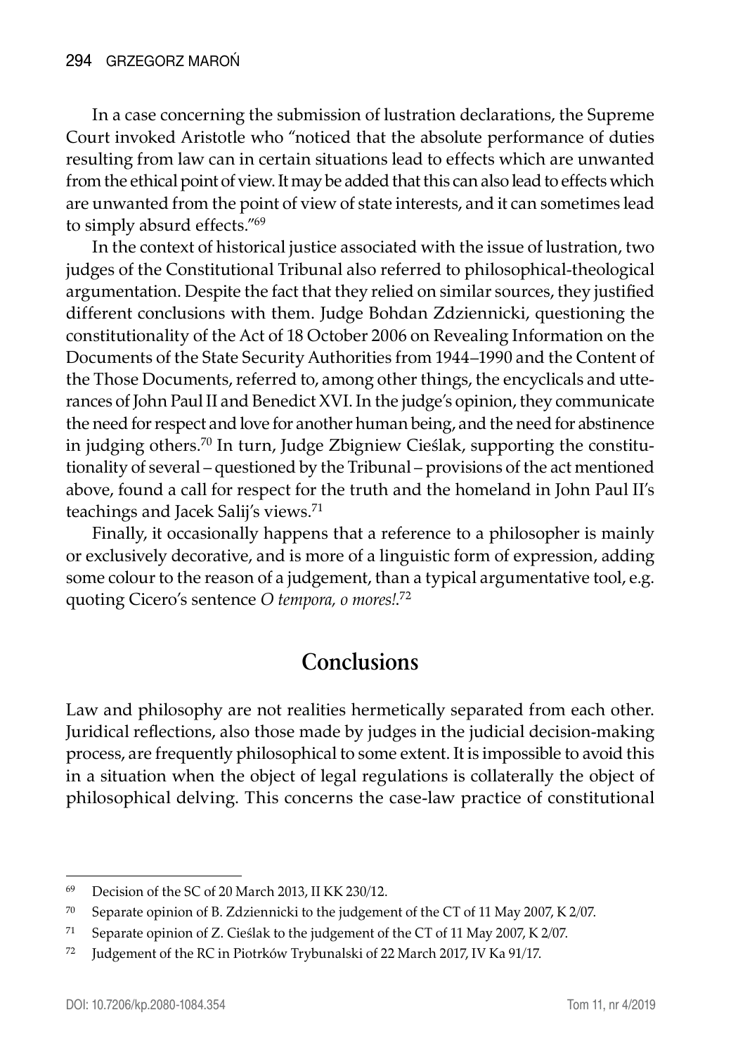In a case concerning the submission of lustration declarations, the Supreme Court invoked Aristotle who "noticed that the absolute performance of duties resulting from law can in certain situations lead to effects which are unwanted from the ethical point of view. It may be added that this can also lead to effects which are unwanted from the point of view of state interests, and it can sometimes lead to simply absurd effects."[69]

In the context of historical justice associated with the issue of lustration, two judges of the Constitutional Tribunal also referred to philosophical-theological argumentation. Despite the fact that they relied on similar sources, they justified different conclusions with them. Judge Bohdan Zdziennicki, questioning the constitutionality of the Act of 18 October 2006 on Revealing Information on the Documents of the State Security Authorities from 1944–1990 and the Content of the Those Documents, referred to, among other things, the encyclicals and utterances of John Paul II and Benedict XVI. In the judge's opinion, they communicate the need for respect and love for another human being, and the need for abstinence in judging others.[70] In turn, Judge Zbigniew Cieślak, supporting the constitutionality of several – questioned by the Tribunal – provisions of the act mentioned above, found a call for respect for the truth and the homeland in John Paul II's teachings and Jacek Salij's views.[71]

Finally, it occasionally happens that a reference to a philosopher is mainly or exclusively decorative, and is more of a linguistic form of expression, adding some colour to the reason of a judgement, than a typical argumentative tool, e.g. quoting Cicero's sentence *O tempora, o mores!*.[72]

## Conclusions

Law and philosophy are not realities hermetically separated from each other. Juridical reflections, also those made by judges in the judicial decision-making process, are frequently philosophical to some extent. It is impossible to avoid this in a situation when the object of legal regulations is collaterally the object of philosophical delving. This concerns the case-law practice of constitutional

---

[69] Decision of the SC of 20 March 2013, II KK 230/12.

[70] Separate opinion of B. Zdziennicki to the judgement of the CT of 11 May 2007, K 2/07.

[71] Separate opinion of Z. Cieślak to the judgement of the CT of 11 May 2007, K 2/07.

[72] Judgement of the RC in Piotrków Trybunalski of 22 March 2017, IV Ka 91/17.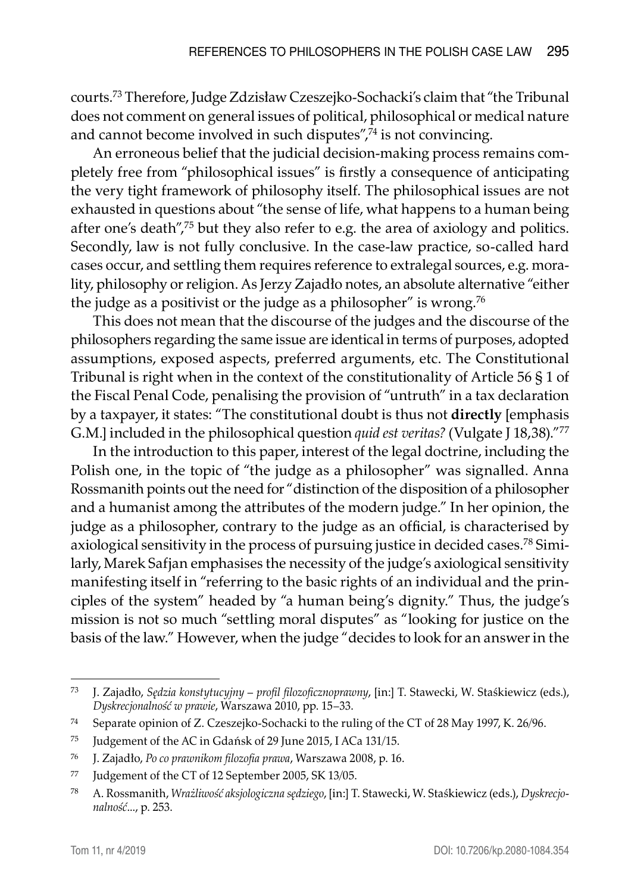courts.[73] Therefore, Judge Zdzisław Czeszejko-Sochacki's claim that "the Tribunal does not comment on general issues of political, philosophical or medical nature and cannot become involved in such disputes",[74] is not convincing.

An erroneous belief that the judicial decision-making process remains completely free from "philosophical issues" is firstly a consequence of anticipating the very tight framework of philosophy itself. The philosophical issues are not exhausted in questions about "the sense of life, what happens to a human being after one's death",[75] but they also refer to e.g. the area of axiology and politics. Secondly, law is not fully conclusive. In the case-law practice, so-called hard cases occur, and settling them requires reference to extralegal sources, e.g. morality, philosophy or religion. As Jerzy Zajadło notes, an absolute alternative "either the judge as a positivist or the judge as a philosopher" is wrong.[76]

This does not mean that the discourse of the judges and the discourse of the philosophers regarding the same issue are identical in terms of purposes, adopted assumptions, exposed aspects, preferred arguments, etc. The Constitutional Tribunal is right when in the context of the constitutionality of Article 56 § 1 of the Fiscal Penal Code, penalising the provision of "untruth" in a tax declaration by a taxpayer, it states: "The constitutional doubt is thus not **directly** [emphasis G.M.] included in the philosophical question *quid est veritas?* (Vulgate J 18,38)."[77]

In the introduction to this paper, interest of the legal doctrine, including the Polish one, in the topic of "the judge as a philosopher" was signalled. Anna Rossmanith points out the need for "distinction of the disposition of a philosopher and a humanist among the attributes of the modern judge." In her opinion, the judge as a philosopher, contrary to the judge as an official, is characterised by axiological sensitivity in the process of pursuing justice in decided cases.[78] Similarly, Marek Safjan emphasises the necessity of the judge's axiological sensitivity manifesting itself in "referring to the basic rights of an individual and the principles of the system" headed by "a human being's dignity." Thus, the judge's mission is not so much "settling moral disputes" as "looking for justice on the basis of the law." However, when the judge "decides to look for an answer in the

---

[73] J. Zajadło, *Sędzia konstytucyjny – profil filozoficznoprawny*, [in:] T. Stawecki, W. Staśkiewicz (eds.), *Dyskrecjonalność w prawie*, Warszawa 2010, pp. 15–33.

[74] Separate opinion of Z. Czeszejko-Sochacki to the ruling of the CT of 28 May 1997, K. 26/96.

[75] Judgement of the AC in Gdańsk of 29 June 2015, I ACa 131/15.

[76] J. Zajadło, *Po co prawnikom filozofia prawa*, Warszawa 2008, p. 16.

[77] Judgement of the CT of 12 September 2005, SK 13/05.

[78] A. Rossmanith, *Wrażliwość aksjologiczna sędziego*, [in:] T. Stawecki, W. Staśkiewicz (eds.), *Dyskrecjonalność...*, p. 253.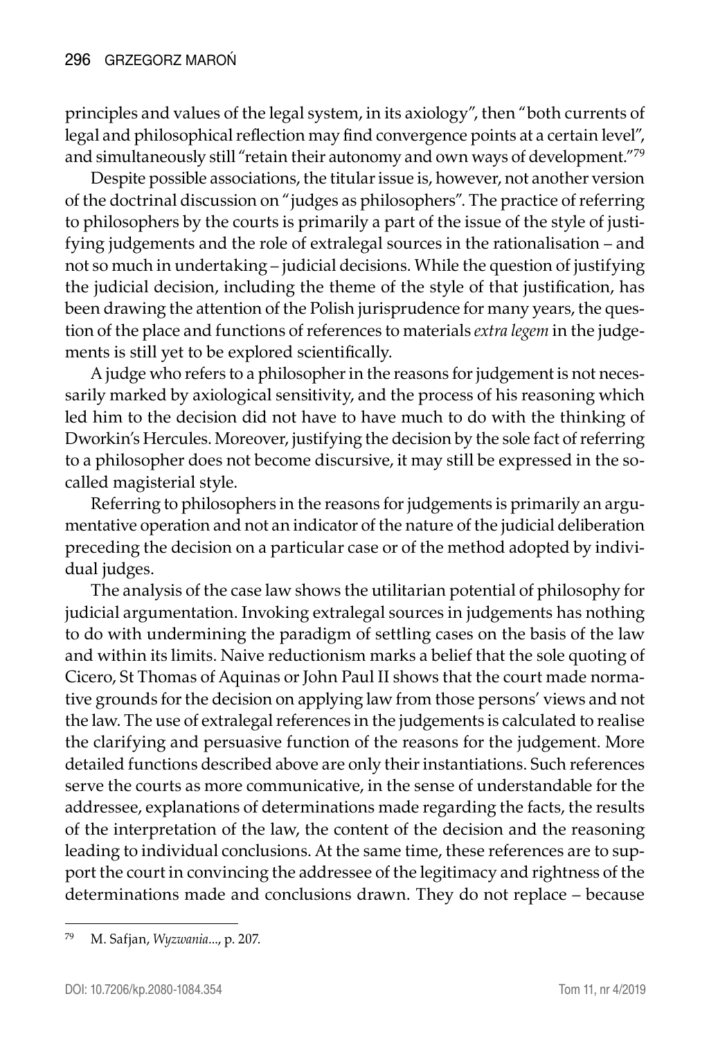principles and values of the legal system, in its axiology", then "both currents of legal and philosophical reflection may find convergence points at a certain level", and simultaneously still "retain their autonomy and own ways of development."[79]

Despite possible associations, the titular issue is, however, not another version of the doctrinal discussion on "judges as philosophers". The practice of referring to philosophers by the courts is primarily a part of the issue of the style of justifying judgements and the role of extralegal sources in the rationalisation – and not so much in undertaking – judicial decisions. While the question of justifying the judicial decision, including the theme of the style of that justification, has been drawing the attention of the Polish jurisprudence for many years, the question of the place and functions of references to materials *extra legem* in the judgements is still yet to be explored scientifically.

A judge who refers to a philosopher in the reasons for judgement is not necessarily marked by axiological sensitivity, and the process of his reasoning which led him to the decision did not have to have much to do with the thinking of Dworkin's Hercules. Moreover, justifying the decision by the sole fact of referring to a philosopher does not become discursive, it may still be expressed in the so-called magisterial style.

Referring to philosophers in the reasons for judgements is primarily an argumentative operation and not an indicator of the nature of the judicial deliberation preceding the decision on a particular case or of the method adopted by individual judges.

The analysis of the case law shows the utilitarian potential of philosophy for judicial argumentation. Invoking extralegal sources in judgements has nothing to do with undermining the paradigm of settling cases on the basis of the law and within its limits. Naive reductionism marks a belief that the sole quoting of Cicero, St Thomas of Aquinas or John Paul II shows that the court made normative grounds for the decision on applying law from those persons' views and not the law. The use of extralegal references in the judgements is calculated to realise the clarifying and persuasive function of the reasons for the judgement. More detailed functions described above are only their instantiations. Such references serve the courts as more communicative, in the sense of understandable for the addressee, explanations of determinations made regarding the facts, the results of the interpretation of the law, the content of the decision and the reasoning leading to individual conclusions. At the same time, these references are to support the court in convincing the addressee of the legitimacy and rightness of the determinations made and conclusions drawn. They do not replace – because

---

[79] M. Safjan, *Wyzwania*..., p. 207.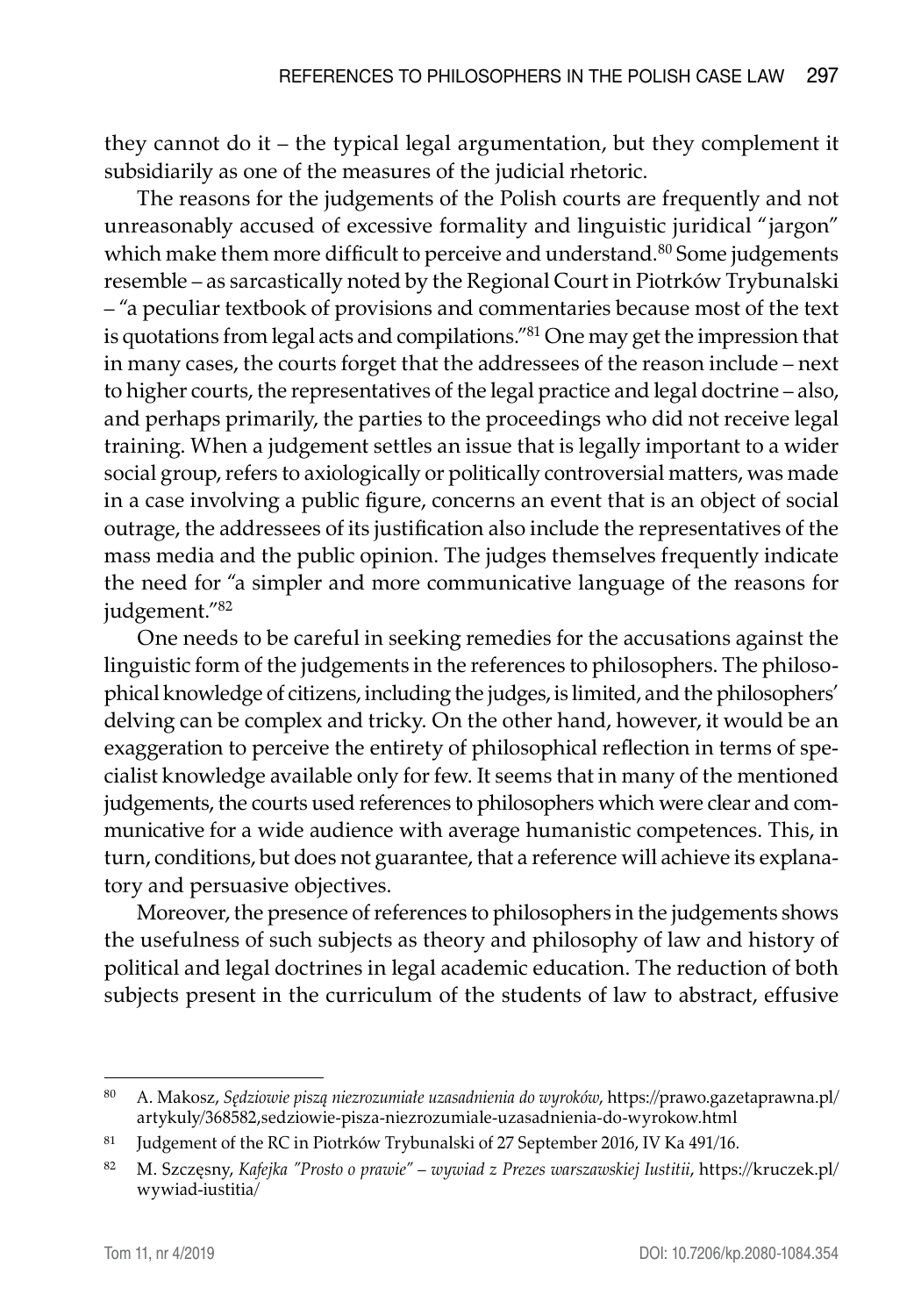they cannot do it – the typical legal argumentation, but they complement it subsidiarily as one of the measures of the judicial rhetoric.

The reasons for the judgements of the Polish courts are frequently and not unreasonably accused of excessive formality and linguistic juridical "jargon" which make them more difficult to perceive and understand.[80] Some judgements resemble – as sarcastically noted by the Regional Court in Piotrków Trybunalski – "a peculiar textbook of provisions and commentaries because most of the text is quotations from legal acts and compilations."[81] One may get the impression that in many cases, the courts forget that the addressees of the reason include – next to higher courts, the representatives of the legal practice and legal doctrine – also, and perhaps primarily, the parties to the proceedings who did not receive legal training. When a judgement settles an issue that is legally important to a wider social group, refers to axiologically or politically controversial matters, was made in a case involving a public figure, concerns an event that is an object of social outrage, the addressees of its justification also include the representatives of the mass media and the public opinion. The judges themselves frequently indicate the need for "a simpler and more communicative language of the reasons for judgement."[82]

One needs to be careful in seeking remedies for the accusations against the linguistic form of the judgements in the references to philosophers. The philosophical knowledge of citizens, including the judges, is limited, and the philosophers' delving can be complex and tricky. On the other hand, however, it would be an exaggeration to perceive the entirety of philosophical reflection in terms of specialist knowledge available only for few. It seems that in many of the mentioned judgements, the courts used references to philosophers which were clear and communicative for a wide audience with average humanistic competences. This, in turn, conditions, but does not guarantee, that a reference will achieve its explanatory and persuasive objectives.

Moreover, the presence of references to philosophers in the judgements shows the usefulness of such subjects as theory and philosophy of law and history of political and legal doctrines in legal academic education. The reduction of both subjects present in the curriculum of the students of law to abstract, effusive

---

[80] A. Makosz, *Sędziowie piszą niezrozumiałe uzasadnienia do wyroków*, https://prawo.gazetaprawna.pl/artykuly/368582,sedziowie-pisza-niezrozumiale-uzasadnienia-do-wyrokow.html

[81] Judgement of the RC in Piotrków Trybunalski of 27 September 2016, IV Ka 491/16.

[82] M. Szczęsny, *Kafejka "Prosto o prawie" – wywiad z Prezes warszawskiej Iustitii*, https://kruczek.pl/wywiad-iustitia/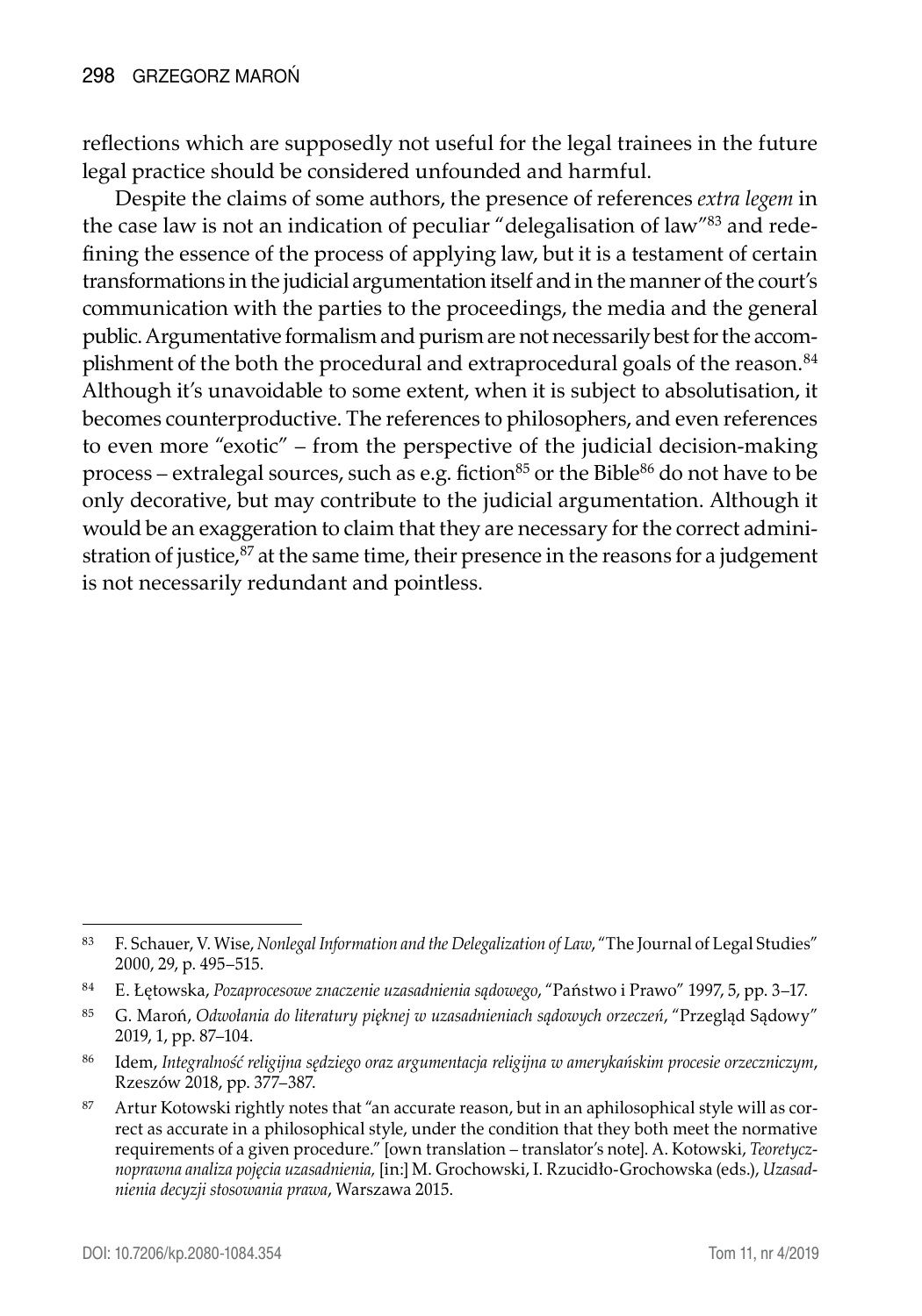reflections which are supposedly not useful for the legal trainees in the future legal practice should be considered unfounded and harmful.

Despite the claims of some authors, the presence of references *extra legem* in the case law is not an indication of peculiar "delegalisation of law"[83] and redefining the essence of the process of applying law, but it is a testament of certain transformations in the judicial argumentation itself and in the manner of the court's communication with the parties to the proceedings, the media and the general public. Argumentative formalism and purism are not necessarily best for the accomplishment of the both the procedural and extraprocedural goals of the reason.[84] Although it's unavoidable to some extent, when it is subject to absolutisation, it becomes counterproductive. The references to philosophers, and even references to even more "exotic" – from the perspective of the judicial decision-making process – extralegal sources, such as e.g. fiction[85] or the Bible[86] do not have to be only decorative, but may contribute to the judicial argumentation. Although it would be an exaggeration to claim that they are necessary for the correct administration of justice,[87] at the same time, their presence in the reasons for a judgement is not necessarily redundant and pointless.

---

[83] F. Schauer, V. Wise, *Nonlegal Information and the Delegalization of Law*, "The Journal of Legal Studies" 2000, 29, p. 495–515.

[84] E. Łętowska, *Pozaprocesowe znaczenie uzasadnienia sądowego*, "Państwo i Prawo" 1997, 5, pp. 3–17.

[85] G. Maroń, *Odwołania do literatury pięknej w uzasadnieniach sądowych orzeczeń*, "Przegląd Sądowy" 2019, 1, pp. 87–104.

[86] Idem, *Integralność religijna sędziego oraz argumentacja religijna w amerykańskim procesie orzeczniczym*, Rzeszów 2018, pp. 377–387.

[87] Artur Kotowski rightly notes that "an accurate reason, but in an aphilosophical style will as correct as accurate in a philosophical style, under the condition that they both meet the normative requirements of a given procedure." [own translation – translator's note]. A. Kotowski, *Teoretycznoprawna analiza pojęcia uzasadnienia,* [in:] M. Grochowski, I. Rzucidło-Grochowska (eds.), *Uzasadnienia decyzji stosowania prawa*, Warszawa 2015.